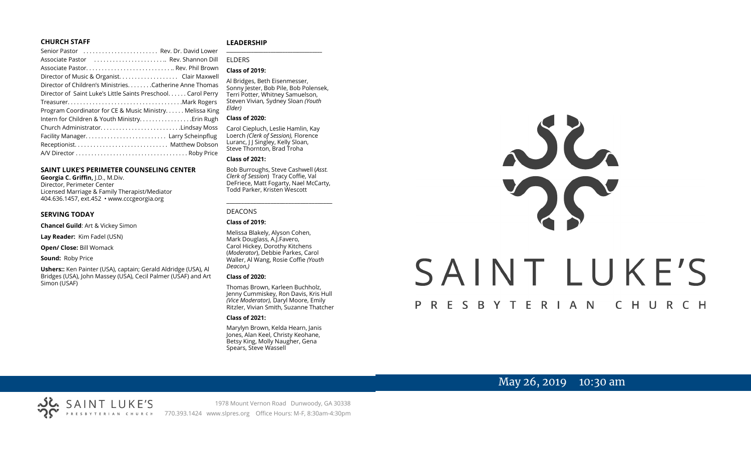## CHURCH STAFF

Senior Pastor . . . . . . . . . . . . . . . . . . . . . . . Rev. Dr. David Lower
Associate Pastor . . . . . . . . . . . . . . . . . . . . . .. Rev. Shannon Dill
Associate Pastor. . . . . . . . . . . . . . . . . . . . . . . . . . .. Rev. Phil Brown
Director of Music & Organist. . . . . . . . . . . . . . . . . . Clair Maxwell
Director of Children's Ministries. . . . . . . .Catherine Anne Thomas
Director of Saint Luke's Little Saints Preschool. . . . . . Carol Perry
Treasurer. . . . . . . . . . . . . . . . . . . . . . . . . . . . . . . . . . . .Mark Rogers
Program Coordinator for CE & Music Ministry. . . . . . Melissa King
Intern for Children & Youth Ministry. . . . . . . . . . . . . . . . .Erin Rugh
Church Administrator. . . . . . . . . . . . . . . . . . . . . . . . . .Lindsay Moss
Facility Manager. . . . . . . . . . . . . . . . . . . . . . . . . Larry Scheinpflug
Receptionist. . . . . . . . . . . . . . . . . . . . . . . . . . . . . Matthew Dobson
A/V Director . . . . . . . . . . . . . . . . . . . . . . . . . . . . . . . . . . . Roby Price

## SAINT LUKE'S PERIMETER COUNSELING CENTER

**Georgia C. Griffin,** J.D., M.Div.
Director, Perimeter Center
Licensed Marriage & Family Therapist/Mediator
404.636.1457, ext.452 • www.cccgeorgia.org

## SERVING TODAY

**Chancel Guild**: Art & Vickey Simon

**Lay Reader:** Kim Fadel (USN)

**Open/ Close:** Bill Womack

**Sound:** Roby Price

**Ushers::** Ken Painter (USA), captain; Gerald Aldridge (USA), Al Bridges (USA), John Massey (USA), Cecil Palmer (USAF) and Art Simon (USAF)

## LEADERSHIP

ELDERS

**Class of 2019:**

Al Bridges, Beth Eisenmesser, Sonny Jester, Bob Pile, Bob Polensek, Terri Potter, Whitney Samuelson, Steven Vivian*,* Sydney Sloan *(Youth Elder)*

**Class of 2020:**

Carol Ciepluch, Leslie Hamlin, Kay Loerch *(Clerk of Session),* Florence Luranc, J J Singley, Kelly Sloan, Steve Thornton, Brad Troha

**Class of 2021:**

Bob Burroughs, Steve Cashwell (*Asst. Clerk of Session*) Tracy Coffie, Val DeFriece, Matt Fogarty, Nael McCarty, Todd Parker, Kristen Wescott

DEACONS

**Class of 2019:**

Melissa Blakely, Alyson Cohen, Mark Douglass, A.J.Favero, Carol Hickey, Dorothy Kitchens (*Moderator*), Debbie Parkes, Carol Waller, Al Wang, Rosie Coffie *(Youth Deacon,)*

**Class of 2020:**

Thomas Brown, Karleen Buchholz, Jenny Cummiskey, Ron Davis, Kris Hull *(Vice Moderator),* Daryl Moore, Emily Ritzler, Vivian Smith, Suzanne Thatcher

**Class of 2021:**

Marylyn Brown, Kelda Hearn, Janis Jones, Alan Keel, Christy Keohane, Betsy King, Molly Naugher, Gena Spears, Steve Wassell

# SAINT LUKE'S
## PRESBYTERIAN CHURCH

May 26, 2019 10:30 am

SAINT LUKE'S PRESBYTERIAN CHURCH

1978 Mount Vernon Road Dunwoody, GA 30338
770.393.1424 www.slpres.org Office Hours: M-F, 8:30am-4:30pm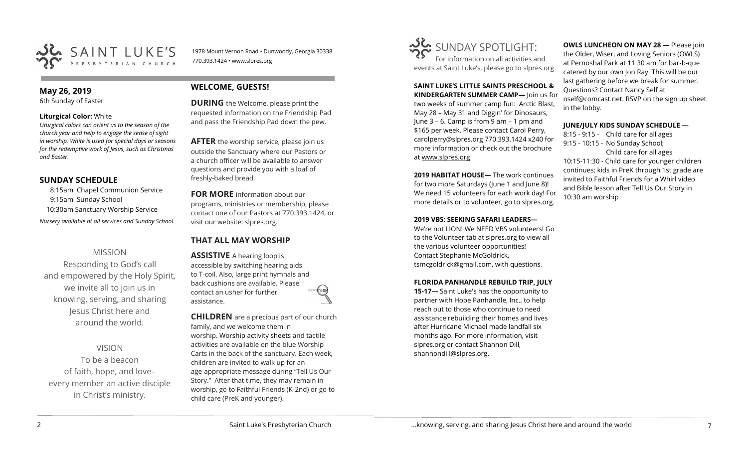# SAINT LUKE'S PRESBYTERIAN CHURCH

1978 Mount Vernon Road • Dunwoody, Georgia 30338
770.393.1424 • www.slpres.org

**May 26, 2019**
6th Sunday of Easter

**Liturgical Color:** White
*Liturgical colors can orient us to the season of the church year and help to engage the sense of sight in worship. White is used for special days or seasons for the redemptive work of Jesus, such as Christmas and Easter.*

## SUNDAY SCHEDULE

8:15am Chapel Communion Service
9:15am Sunday School
10:30am Sanctuary Worship Service

*Nursery available at all services and Sunday School.*

MISSION

Responding to God's call and empowered by the Holy Spirit, we invite all to join us in knowing, serving, and sharing Jesus Christ here and around the world.

VISION

To be a beacon of faith, hope, and love– every member an active disciple in Christ's ministry.

## WELCOME, GUESTS!

**DURING** the Welcome, please print the requested information on the Friendship Pad and pass the Friendship Pad down the pew.

**AFTER** the worship service, please join us outside the Sanctuary where our Pastors or a church officer will be available to answer questions and provide you with a loaf of freshly-baked bread.

**FOR MORE** information about our programs, ministries or membership, please contact one of our Pastors at 770.393.1424, or visit our website: slpres.org.

## THAT ALL MAY WORSHIP

**ASSISTIVE** A hearing loop is accessible by switching hearing aids to T-coil. Also, large print hymnals and back cushions are available. Please contact an usher for further assistance.

**CHILDREN** are a precious part of our church family, and we welcome them in worship. Worship activity sheets and tactile activities are available on the blue Worship Carts in the back of the sanctuary. Each week, children are invited to walk up for an age-appropriate message during "Tell Us Our Story." After that time, they may remain in worship, go to Faithful Friends (K-2nd) or go to child care (PreK and younger).

# SUNDAY SPOTLIGHT:

For information on all activities and events at Saint Luke's, please go to slpres.org.

**SAINT LUKE'S LITTLE SAINTS PRESCHOOL & KINDERGARTEN SUMMER CAMP—** Join us for two weeks of summer camp fun: Arctic Blast, May 28 – May 31 and Diggin' for Dinosaurs, June 3 – 6. Camp is from 9 am – 1 pm and $165 per week. Please contact Carol Perry, carolperry@slpres.org 770.393.1424 x240 for more information or check out the brochure at www.slpres.org

**2019 HABITAT HOUSE—** The work continues for two more Saturdays (June 1 and June 8)! We need 15 volunteers for each work day! For more details or to volunteer, go to slpres.org.

**2019 VBS: SEEKING SAFARI LEADERS—** We're not LION! We NEED VBS volunteers! Go to the Volunteer tab at slpres.org to view all the various volunteer opportunities! Contact Stephanie McGoldrick, tsmcgoldrick@gmail.com, with questions.

**FLORIDA PANHANDLE REBUILD TRIP, JULY 15-17—** Saint Luke's has the opportunity to partner with Hope Panhandle, Inc., to help reach out to those who continue to need assistance rebuilding their homes and lives after Hurricane Michael made landfall six months ago. For more information, visit slpres.org or contact Shannon Dill, shannondill@slpres.org.

**OWLS LUNCHEON ON MAY 28 —** Please join the Older, Wiser, and Loving Seniors (OWLS) at Pernoshal Park at 11:30 am for bar-b-que catered by our own Jon Ray. This will be our last gathering before we break for summer. Questions? Contact Nancy Self at nself@comcast.net. RSVP on the sign up sheet in the lobby.

**JUNE/JULY KIDS SUNDAY SCHEDULE —**

8:15 - 9:15 - Child care for all ages
9:15 - 10:15 - No Sunday School; Child care for all ages
10:15-11:30 - Child care for younger children continues; kids in PreK through 1st grade are invited to Faithful Friends for a Whirl video and Bible lesson after Tell Us Our Story in 10:30 am worship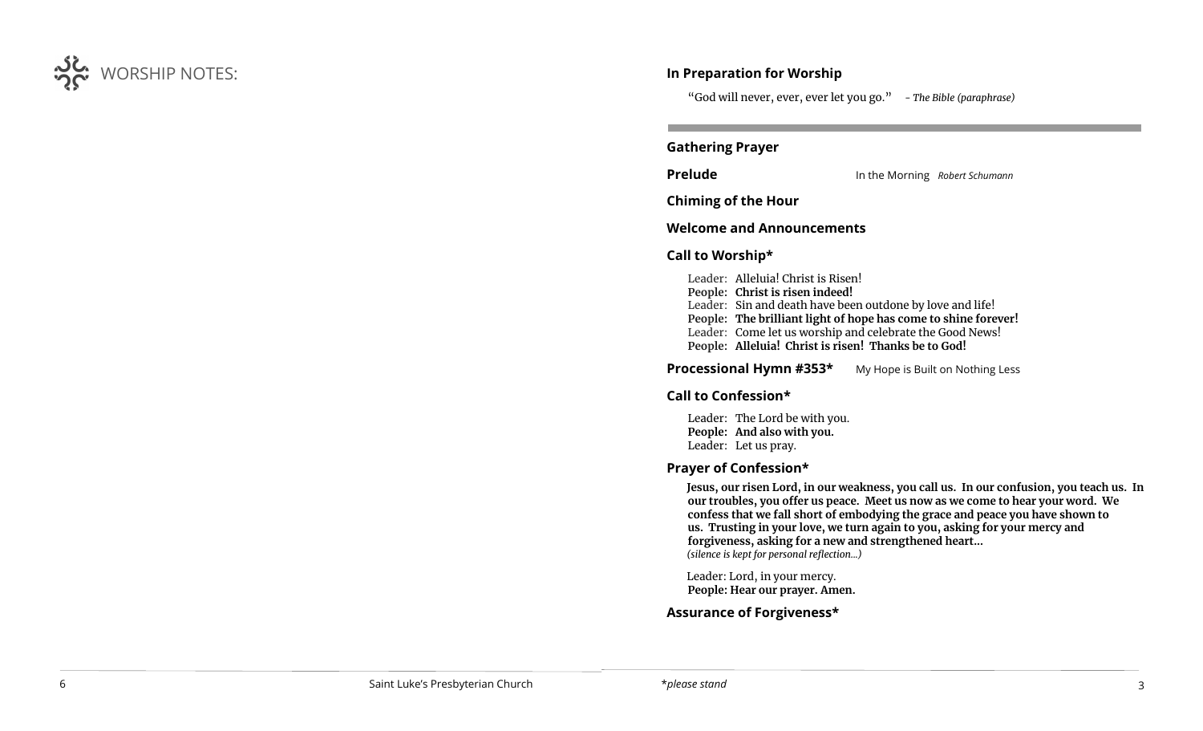WORSHIP NOTES:

### In Preparation for Worship

"God will never, ever, ever let you go." *– The Bible (paraphrase)*

---

### Gathering Prayer

**Prelude** — In the Morning *Robert Schumann*

### Chiming of the Hour

### Welcome and Announcements

### Call to Worship*

Leader: Alleluia! Christ is Risen!
**People: Christ is risen indeed!**
Leader: Sin and death have been outdone by love and life!
**People: The brilliant light of hope has come to shine forever!**
Leader: Come let us worship and celebrate the Good News!
**People: Alleluia! Christ is risen! Thanks be to God!**

**Processional Hymn #353*** — My Hope is Built on Nothing Less

### Call to Confession*

Leader: The Lord be with you.
**People: And also with you.**
Leader: Let us pray.

### Prayer of Confession*

**Jesus, our risen Lord, in our weakness, you call us. In our confusion, you teach us. In our troubles, you offer us peace. Meet us now as we come to hear your word. We confess that we fall short of embodying the grace and peace you have shown to us. Trusting in your love, we turn again to you, asking for your mercy and forgiveness, asking for a new and strengthened heart…**
*(silence is kept for personal reflection…)*

Leader: Lord, in your mercy.
**People: Hear our prayer. Amen.**

### Assurance of Forgiveness*

Saint Luke's Presbyterian Church

**please stand*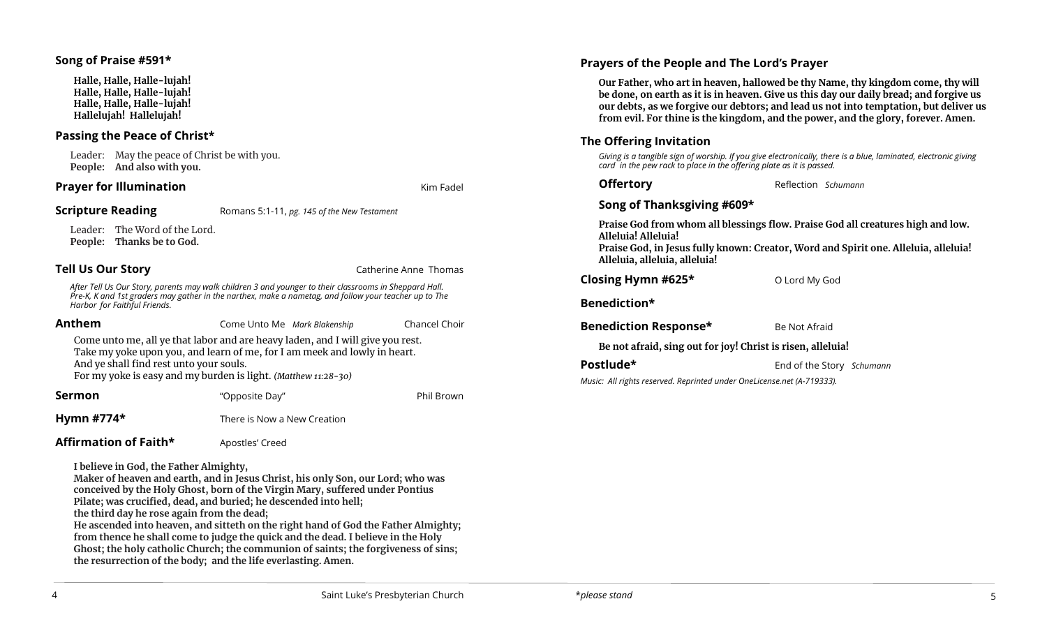## Song of Praise #591*

**Halle, Halle, Halle-lujah!**
**Halle, Halle, Halle-lujah!**
**Halle, Halle, Halle-lujah!**
**Hallelujah! Hallelujah!**

## Passing the Peace of Christ*

Leader: May the peace of Christ be with you.
**People: And also with you.**

## Prayer for Illumination — Kim Fadel

## Scripture Reading — Romans 5:1-11, *pg. 145 of the New Testament*

Leader: The Word of the Lord.
**People: Thanks be to God.**

## Tell Us Our Story — Catherine Anne Thomas

*After Tell Us Our Story, parents may walk children 3 and younger to their classrooms in Sheppard Hall. Pre-K, K and 1st graders may gather in the narthex, make a nametag, and follow your teacher up to The Harbor for Faithful Friends.*

## Anthem — Come Unto Me *Mark Blakenship* — Chancel Choir

Come unto me, all ye that labor and are heavy laden, and I will give you rest.
Take my yoke upon you, and learn of me, for I am meek and lowly in heart.
And ye shall find rest unto your souls.
For my yoke is easy and my burden is light. *(Matthew 11:28-30)*

## Sermon — "Opposite Day" — Phil Brown

## Hymn #774* — There is Now a New Creation

## Affirmation of Faith* — Apostles' Creed

**I believe in God, the Father Almighty,**
**Maker of heaven and earth, and in Jesus Christ, his only Son, our Lord; who was conceived by the Holy Ghost, born of the Virgin Mary, suffered under Pontius Pilate; was crucified, dead, and buried; he descended into hell;**
**the third day he rose again from the dead;**
**He ascended into heaven, and sitteth on the right hand of God the Father Almighty; from thence he shall come to judge the quick and the dead. I believe in the Holy Ghost; the holy catholic Church; the communion of saints; the forgiveness of sins; the resurrection of the body; and the life everlasting. Amen.**

## Prayers of the People and The Lord's Prayer

**Our Father, who art in heaven, hallowed be thy Name, thy kingdom come, thy will be done, on earth as it is in heaven. Give us this day our daily bread; and forgive us our debts, as we forgive our debtors; and lead us not into temptation, but deliver us from evil. For thine is the kingdom, and the power, and the glory, forever. Amen.**

## The Offering Invitation

*Giving is a tangible sign of worship. If you give electronically, there is a blue, laminated, electronic giving card in the pew rack to place in the offering plate as it is passed.*

### Offertory — Reflection *Schumann*

### Song of Thanksgiving #609*

**Praise God from whom all blessings flow. Praise God all creatures high and low. Alleluia! Alleluia!**
**Praise God, in Jesus fully known: Creator, Word and Spirit one. Alleluia, alleluia! Alleluia, alleluia, alleluia!**

## Closing Hymn #625* — O Lord My God

## Benediction*

## Benediction Response* — Be Not Afraid

**Be not afraid, sing out for joy! Christ is risen, alleluia!**

## Postlude* — End of the Story *Schumann*

*Music: All rights reserved. Reprinted under OneLicense.net (A-719333).*

*\*please stand*